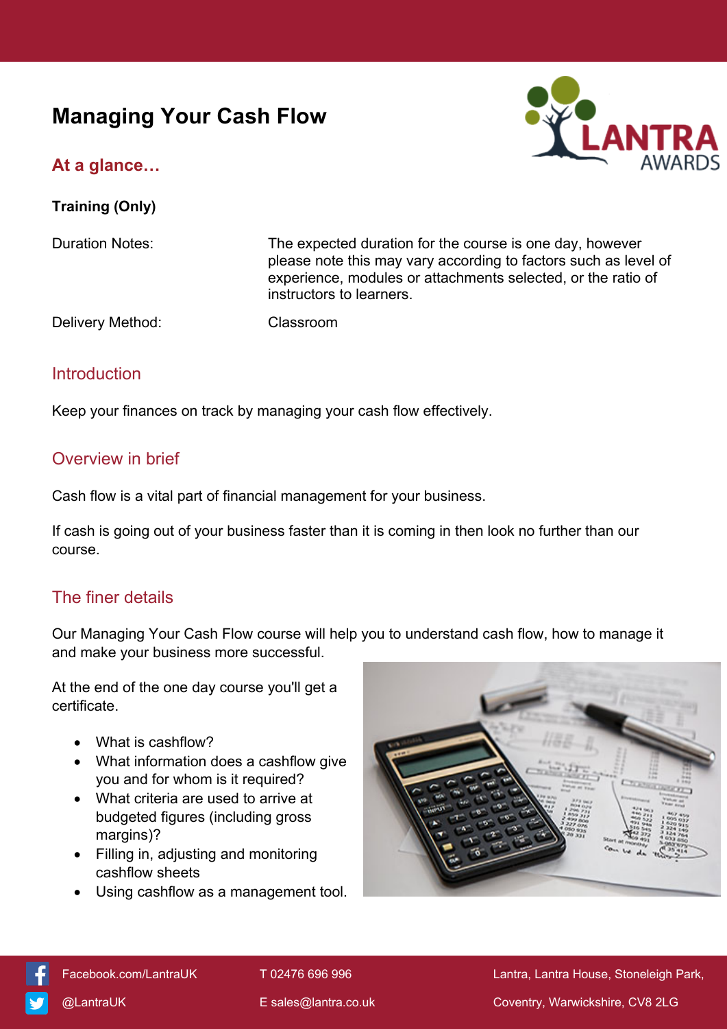# Managing Your Cash Flow

## At a glance…

**Training (Only)**

| | |
|---|---|
| Duration Notes: | The expected duration for the course is one day, however please note this may vary according to factors such as level of experience, modules or attachments selected, or the ratio of instructors to learners. |
| Delivery Method: | Classroom |

## Introduction

Keep your finances on track by managing your cash flow effectively.

## Overview in brief

Cash flow is a vital part of financial management for your business.

If cash is going out of your business faster than it is coming in then look no further than our course.

## The finer details

Our Managing Your Cash Flow course will help you to understand cash flow, how to manage it and make your business more successful.

At the end of the one day course you'll get a certificate.

- What is cashflow?
- What information does a cashflow give you and for whom is it required?
- What criteria are used to arrive at budgeted figures (including gross margins)?
- Filling in, adjusting and monitoring cashflow sheets
- Using cashflow as a management tool.

Facebook.com/LantraUK

@LantraUK

T 02476 696 996

E sales@lantra.co.uk

Lantra, Lantra House, Stoneleigh Park, Coventry, Warwickshire, CV8 2LG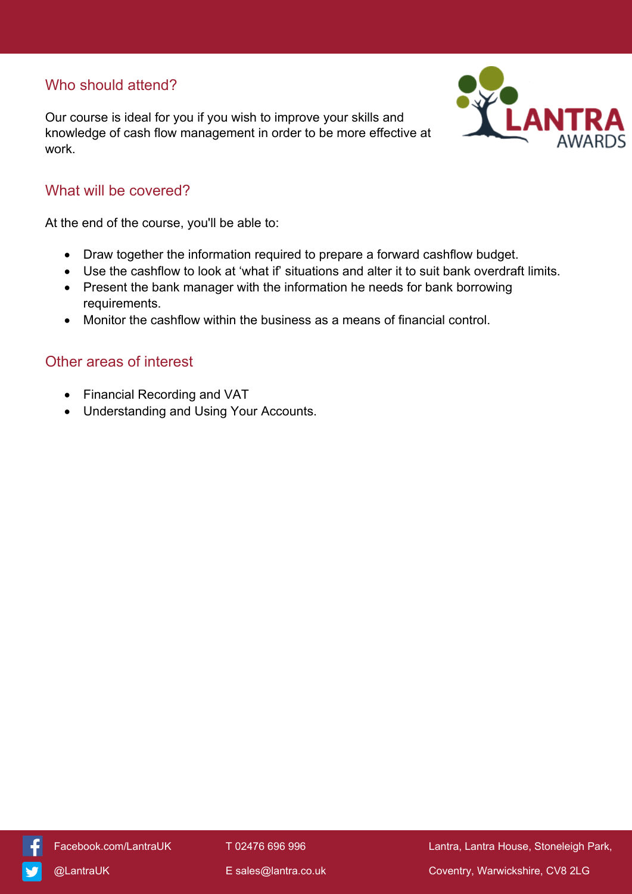## Who should attend?

Our course is ideal for you if you wish to improve your skills and knowledge of cash flow management in order to be more effective at work.

## What will be covered?

At the end of the course, you'll be able to:

- Draw together the information required to prepare a forward cashflow budget.
- Use the cashflow to look at 'what if' situations and alter it to suit bank overdraft limits.
- Present the bank manager with the information he needs for bank borrowing requirements.
- Monitor the cashflow within the business as a means of financial control.

## Other areas of interest

- Financial Recording and VAT
- Understanding and Using Your Accounts.

Facebook.com/LantraUK
@LantraUK
T 02476 696 996
E sales@lantra.co.uk
Lantra, Lantra House, Stoneleigh Park, Coventry, Warwickshire, CV8 2LG